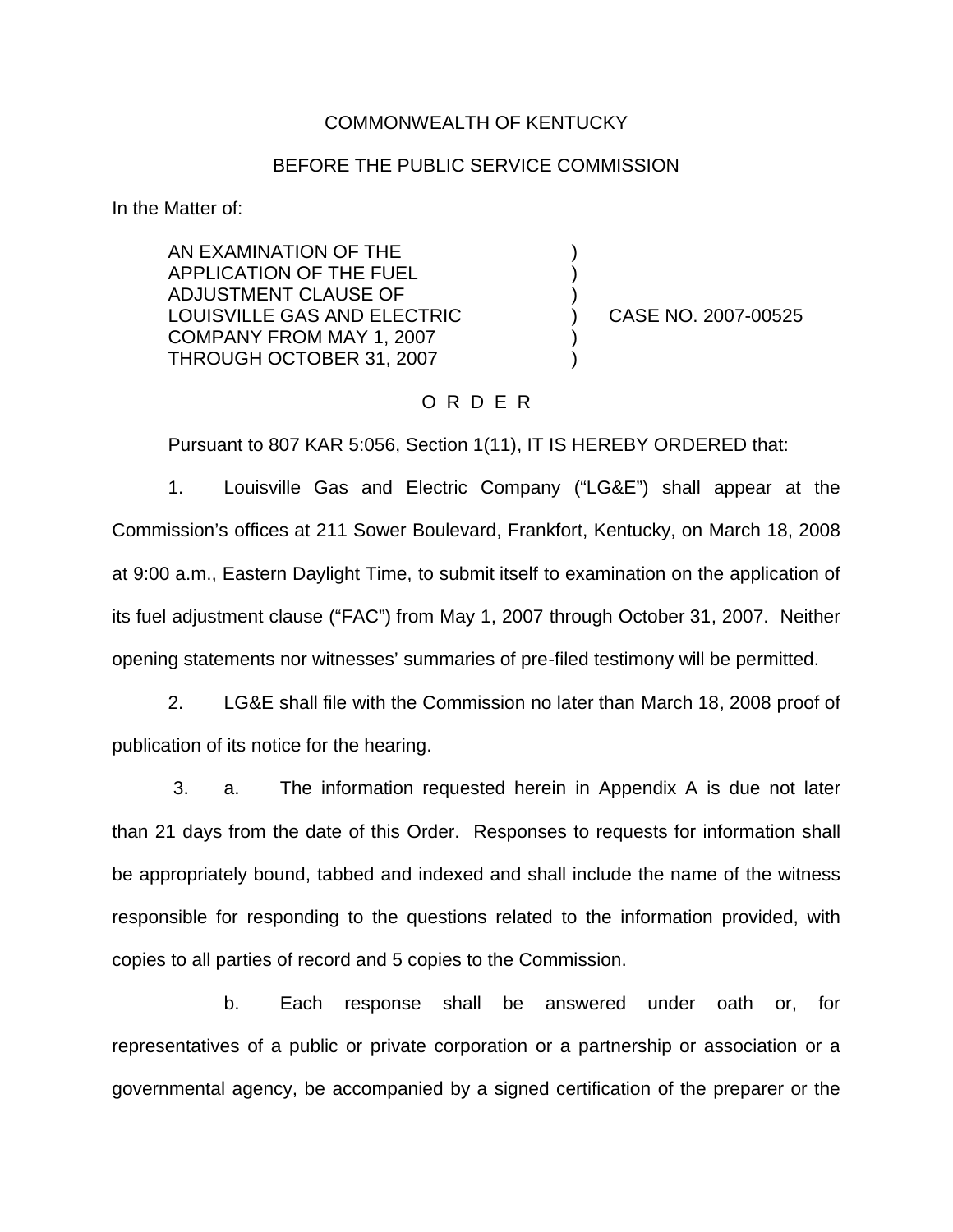COMMONWEALTH OF KENTUCKY

BEFORE THE PUBLIC SERVICE COMMISSION

In the Matter of:

AN EXAMINATION OF THE APPLICATION OF THE FUEL ADJUSTMENT CLAUSE OF LOUISVILLE GAS AND ELECTRIC COMPANY FROM MAY 1, 2007 THROUGH OCTOBER 31, 2007 ) CASE NO. 2007-00525

O R D E R

Pursuant to 807 KAR 5:056, Section 1(11), IT IS HEREBY ORDERED that:

1. Louisville Gas and Electric Company ("LG&E") shall appear at the Commission's offices at 211 Sower Boulevard, Frankfort, Kentucky, on March 18, 2008 at 9:00 a.m., Eastern Daylight Time, to submit itself to examination on the application of its fuel adjustment clause ("FAC") from May 1, 2007 through October 31, 2007. Neither opening statements nor witnesses' summaries of pre-filed testimony will be permitted.

2. LG&E shall file with the Commission no later than March 18, 2008 proof of publication of its notice for the hearing.

3. a. The information requested herein in Appendix A is due not later than 21 days from the date of this Order. Responses to requests for information shall be appropriately bound, tabbed and indexed and shall include the name of the witness responsible for responding to the questions related to the information provided, with copies to all parties of record and 5 copies to the Commission.

b. Each response shall be answered under oath or, for representatives of a public or private corporation or a partnership or association or a governmental agency, be accompanied by a signed certification of the preparer or the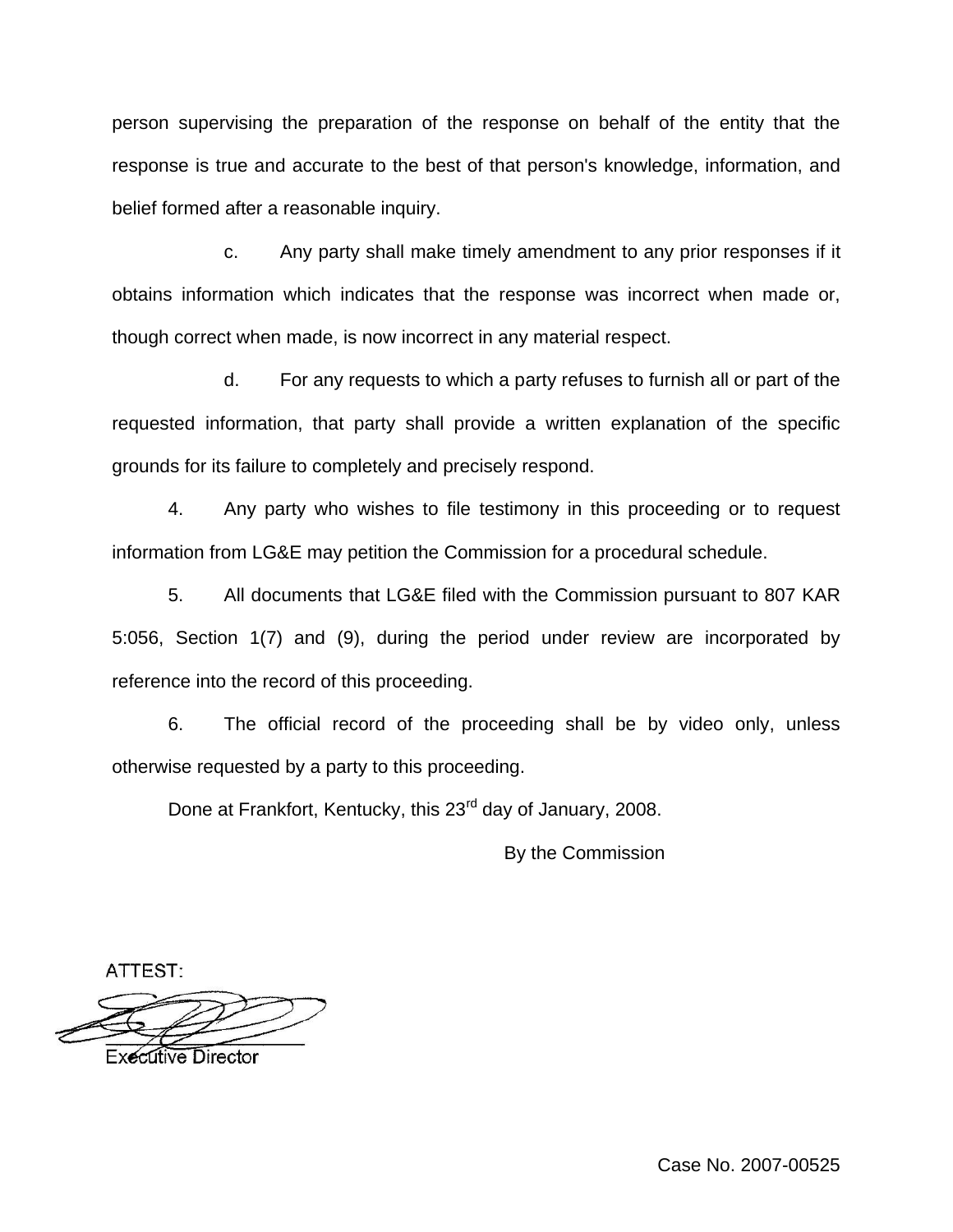person supervising the preparation of the response on behalf of the entity that the response is true and accurate to the best of that person's knowledge, information, and belief formed after a reasonable inquiry.

c. Any party shall make timely amendment to any prior responses if it obtains information which indicates that the response was incorrect when made or, though correct when made, is now incorrect in any material respect.

d. For any requests to which a party refuses to furnish all or part of the requested information, that party shall provide a written explanation of the specific grounds for its failure to completely and precisely respond.

4. Any party who wishes to file testimony in this proceeding or to request information from LG&E may petition the Commission for a procedural schedule.

5. All documents that LG&E filed with the Commission pursuant to 807 KAR 5:056, Section 1(7) and (9), during the period under review are incorporated by reference into the record of this proceeding.

6. The official record of the proceeding shall be by video only, unless otherwise requested by a party to this proceeding.

Done at Frankfort, Kentucky, this 23rd day of January, 2008.

By the Commission

ATTEST:

Executive Director

Case No. 2007-00525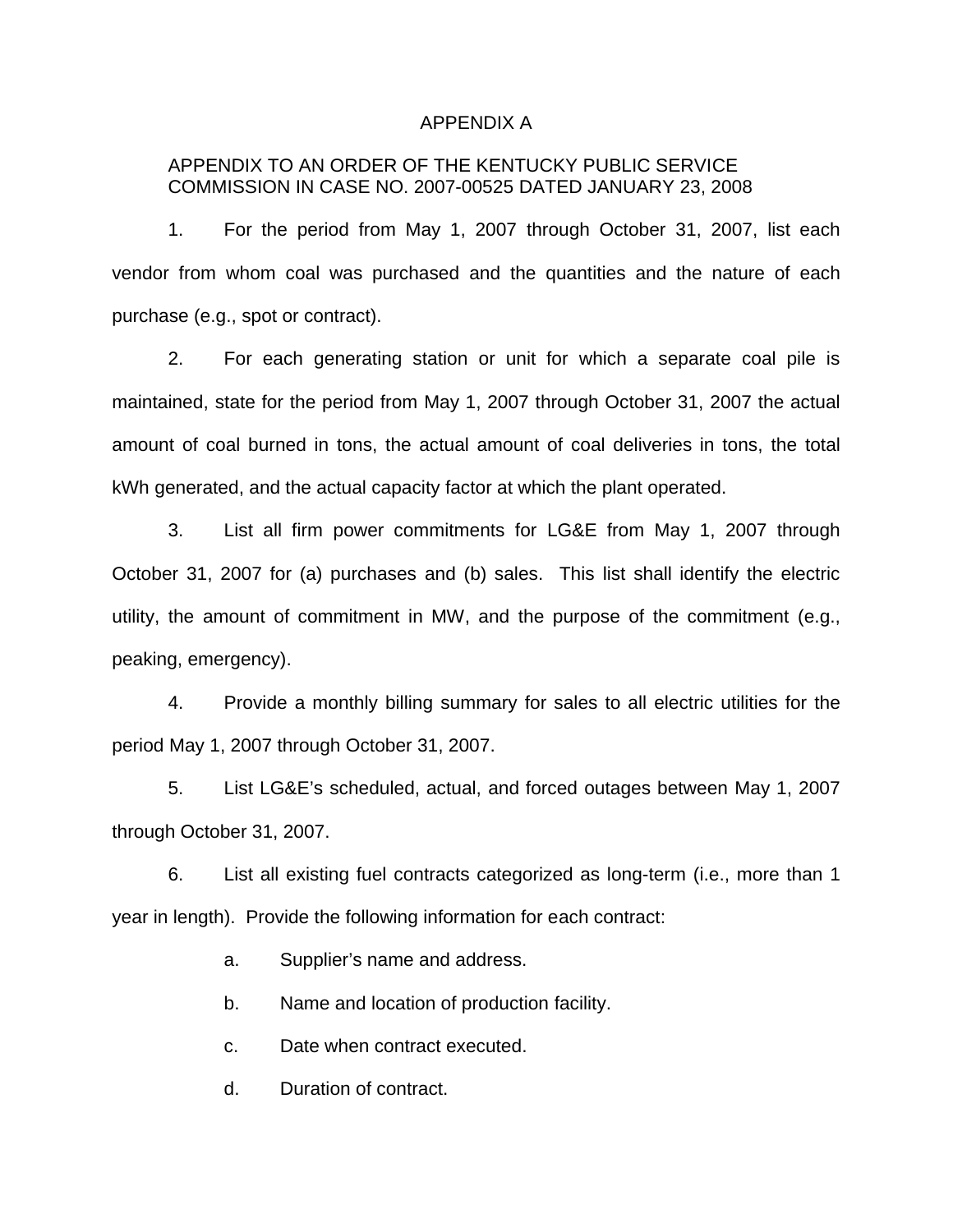# APPENDIX A

APPENDIX TO AN ORDER OF THE KENTUCKY PUBLIC SERVICE COMMISSION IN CASE NO. 2007-00525 DATED JANUARY 23, 2008

1. For the period from May 1, 2007 through October 31, 2007, list each vendor from whom coal was purchased and the quantities and the nature of each purchase (e.g., spot or contract).

2. For each generating station or unit for which a separate coal pile is maintained, state for the period from May 1, 2007 through October 31, 2007 the actual amount of coal burned in tons, the actual amount of coal deliveries in tons, the total kWh generated, and the actual capacity factor at which the plant operated.

3. List all firm power commitments for LG&E from May 1, 2007 through October 31, 2007 for (a) purchases and (b) sales. This list shall identify the electric utility, the amount of commitment in MW, and the purpose of the commitment (e.g., peaking, emergency).

4. Provide a monthly billing summary for sales to all electric utilities for the period May 1, 2007 through October 31, 2007.

5. List LG&E's scheduled, actual, and forced outages between May 1, 2007 through October 31, 2007.

6. List all existing fuel contracts categorized as long-term (i.e., more than 1 year in length). Provide the following information for each contract:

   a. Supplier's name and address.

   b. Name and location of production facility.

   c. Date when contract executed.

   d. Duration of contract.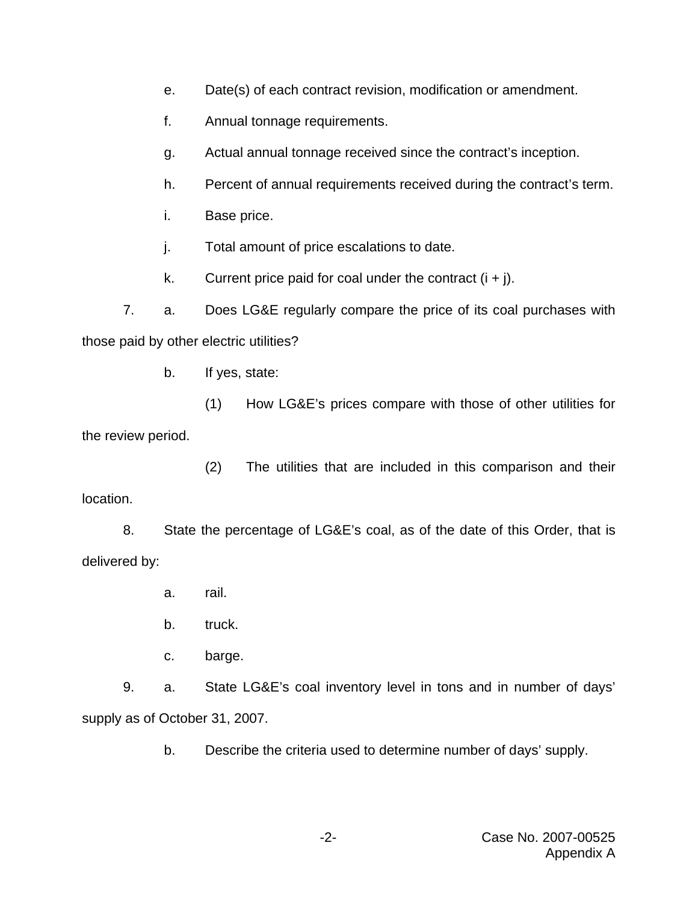e. Date(s) of each contract revision, modification or amendment.

f. Annual tonnage requirements.

g. Actual annual tonnage received since the contract's inception.

h. Percent of annual requirements received during the contract's term.

i. Base price.

j. Total amount of price escalations to date.

k. Current price paid for coal under the contract (i + j).

7. a. Does LG&E regularly compare the price of its coal purchases with those paid by other electric utilities?

b. If yes, state:

(1) How LG&E's prices compare with those of other utilities for the review period.

(2) The utilities that are included in this comparison and their location.

8. State the percentage of LG&E's coal, as of the date of this Order, that is delivered by:

a. rail.

b. truck.

c. barge.

9. a. State LG&E's coal inventory level in tons and in number of days' supply as of October 31, 2007.

b. Describe the criteria used to determine number of days' supply.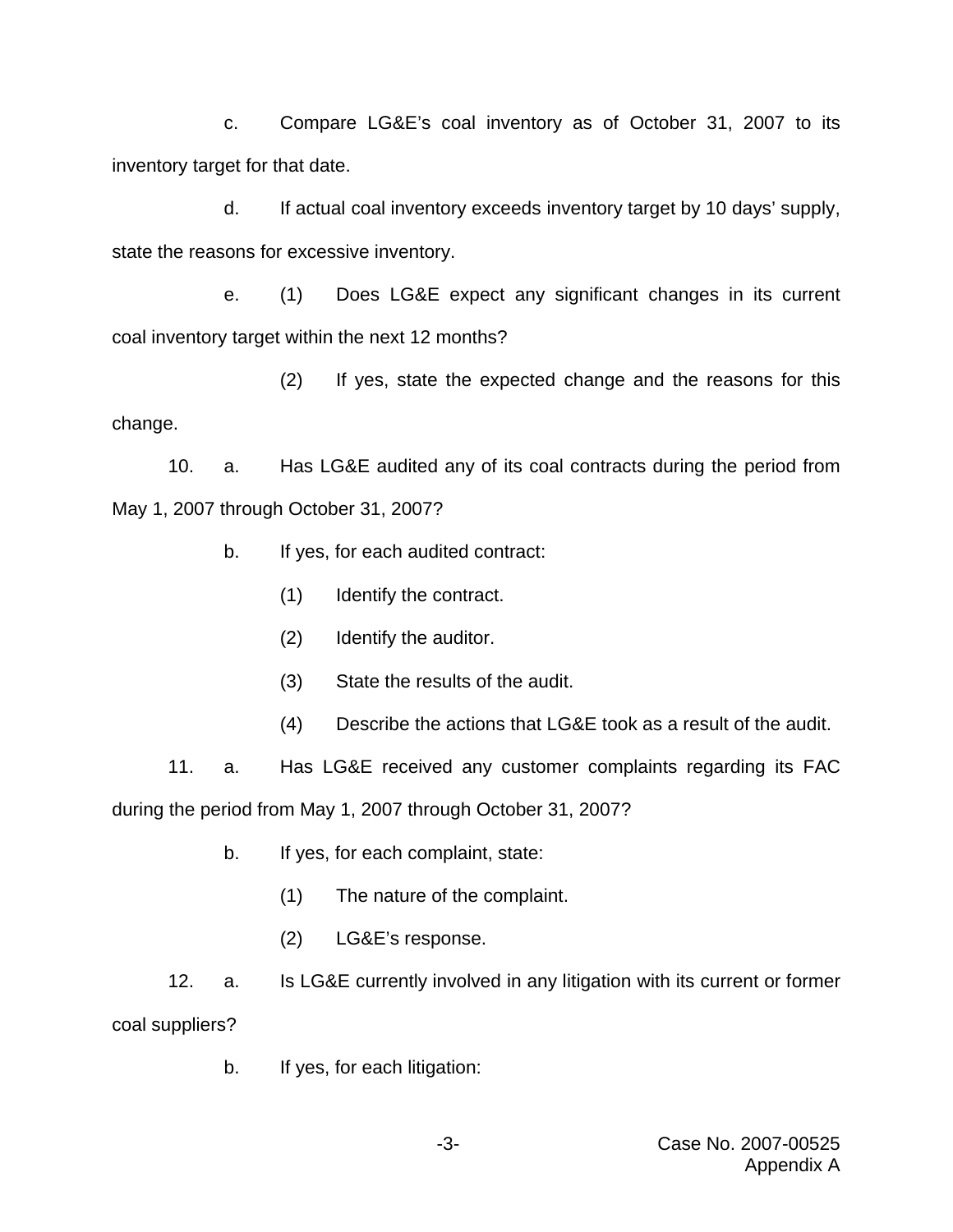c. Compare LG&E's coal inventory as of October 31, 2007 to its inventory target for that date.

d. If actual coal inventory exceeds inventory target by 10 days' supply, state the reasons for excessive inventory.

e. (1) Does LG&E expect any significant changes in its current coal inventory target within the next 12 months?

(2) If yes, state the expected change and the reasons for this change.

10. a. Has LG&E audited any of its coal contracts during the period from May 1, 2007 through October 31, 2007?

b. If yes, for each audited contract:

(1) Identify the contract.

(2) Identify the auditor.

(3) State the results of the audit.

(4) Describe the actions that LG&E took as a result of the audit.

11. a. Has LG&E received any customer complaints regarding its FAC during the period from May 1, 2007 through October 31, 2007?

b. If yes, for each complaint, state:

(1) The nature of the complaint.

(2) LG&E's response.

12. a. Is LG&E currently involved in any litigation with its current or former coal suppliers?

b. If yes, for each litigation: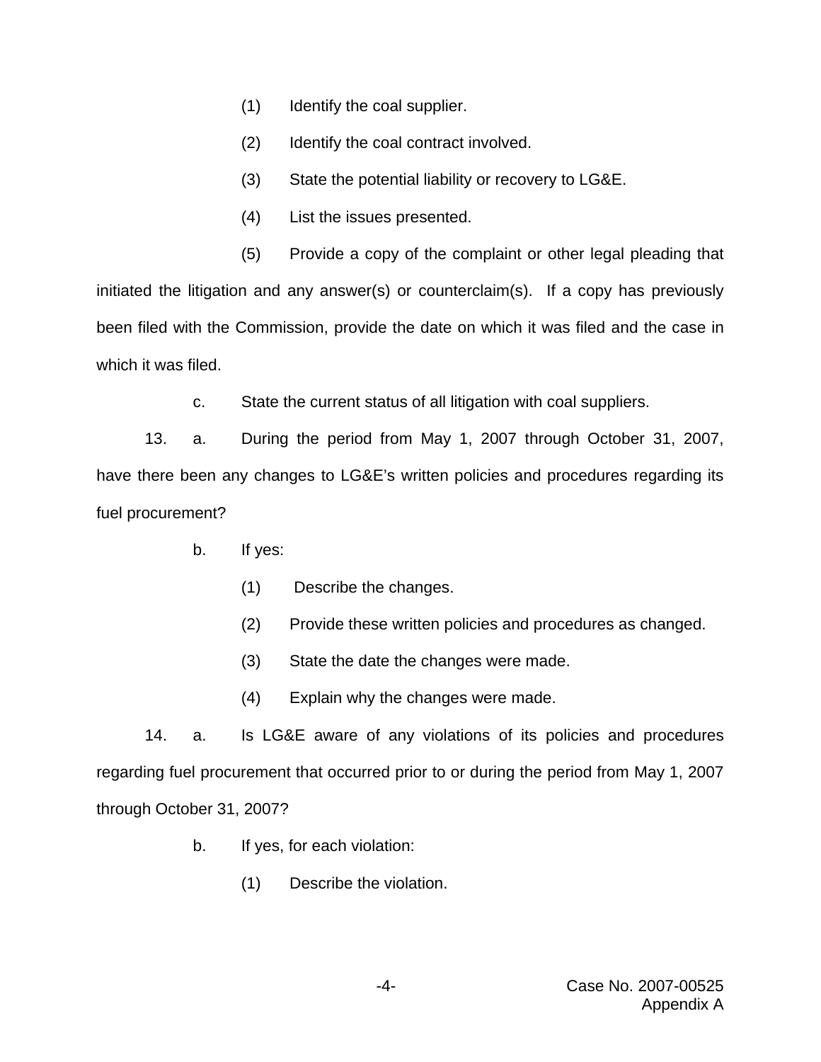(1) Identify the coal supplier.

(2) Identify the coal contract involved.

(3) State the potential liability or recovery to LG&E.

(4) List the issues presented.

(5) Provide a copy of the complaint or other legal pleading that initiated the litigation and any answer(s) or counterclaim(s). If a copy has previously been filed with the Commission, provide the date on which it was filed and the case in which it was filed.

c. State the current status of all litigation with coal suppliers.

13. a. During the period from May 1, 2007 through October 31, 2007, have there been any changes to LG&E's written policies and procedures regarding its fuel procurement?

b. If yes:

(1) Describe the changes.

(2) Provide these written policies and procedures as changed.

(3) State the date the changes were made.

(4) Explain why the changes were made.

14. a. Is LG&E aware of any violations of its policies and procedures regarding fuel procurement that occurred prior to or during the period from May 1, 2007 through October 31, 2007?

b. If yes, for each violation:

(1) Describe the violation.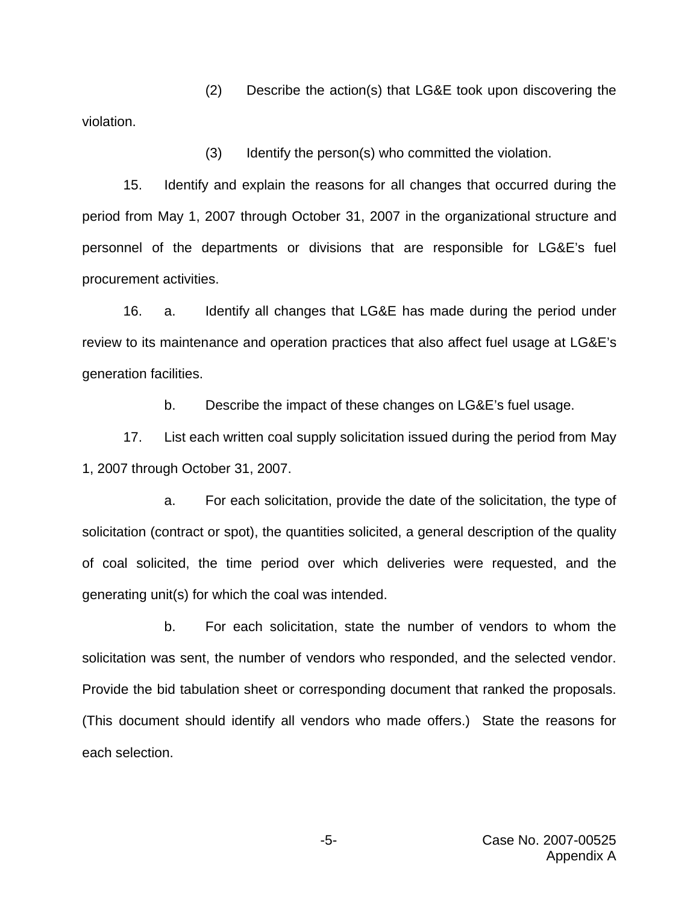(2) Describe the action(s) that LG&E took upon discovering the violation.

(3) Identify the person(s) who committed the violation.

15. Identify and explain the reasons for all changes that occurred during the period from May 1, 2007 through October 31, 2007 in the organizational structure and personnel of the departments or divisions that are responsible for LG&E's fuel procurement activities.

16. a. Identify all changes that LG&E has made during the period under review to its maintenance and operation practices that also affect fuel usage at LG&E's generation facilities.

b. Describe the impact of these changes on LG&E's fuel usage.

17. List each written coal supply solicitation issued during the period from May 1, 2007 through October 31, 2007.

a. For each solicitation, provide the date of the solicitation, the type of solicitation (contract or spot), the quantities solicited, a general description of the quality of coal solicited, the time period over which deliveries were requested, and the generating unit(s) for which the coal was intended.

b. For each solicitation, state the number of vendors to whom the solicitation was sent, the number of vendors who responded, and the selected vendor. Provide the bid tabulation sheet or corresponding document that ranked the proposals. (This document should identify all vendors who made offers.) State the reasons for each selection.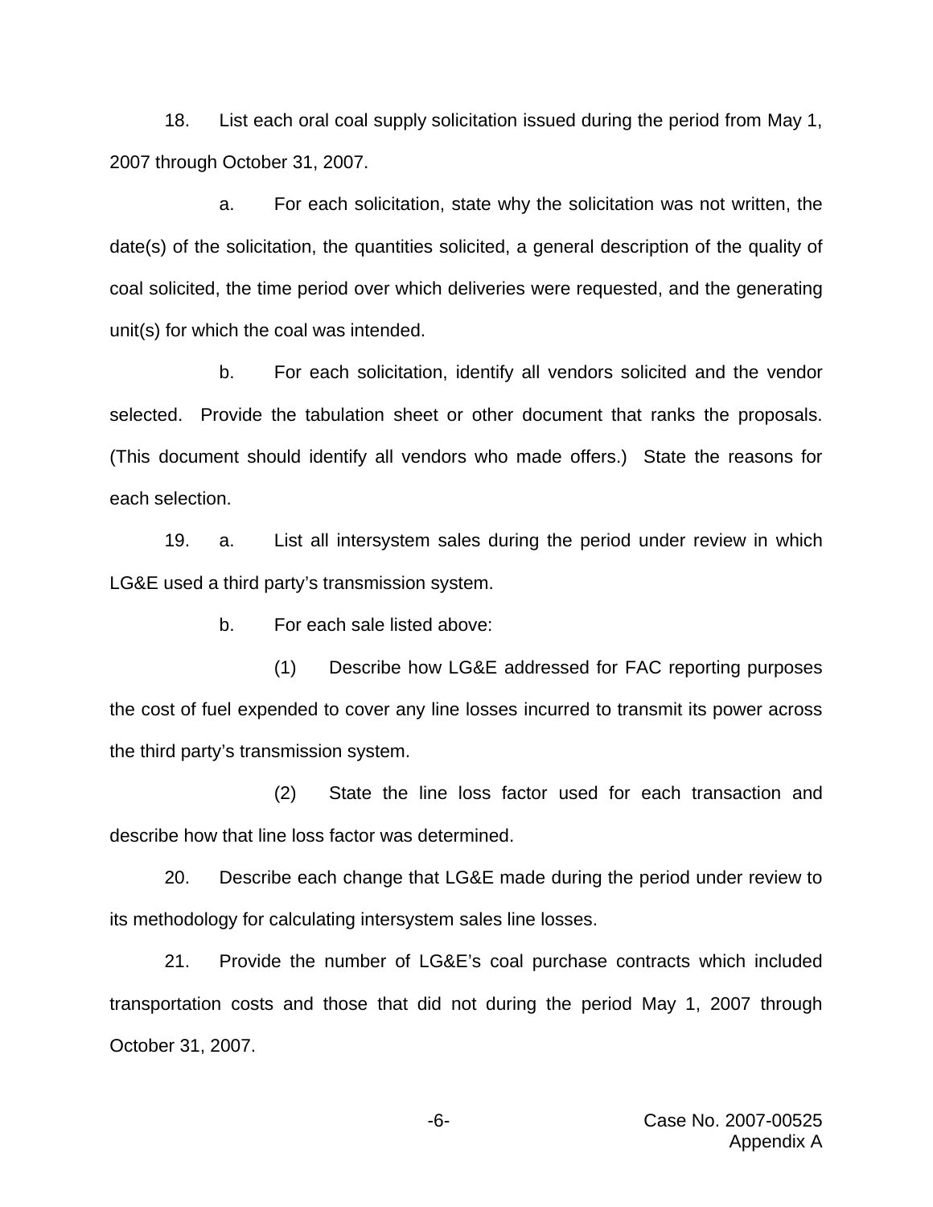18. List each oral coal supply solicitation issued during the period from May 1, 2007 through October 31, 2007.

a. For each solicitation, state why the solicitation was not written, the date(s) of the solicitation, the quantities solicited, a general description of the quality of coal solicited, the time period over which deliveries were requested, and the generating unit(s) for which the coal was intended.

b. For each solicitation, identify all vendors solicited and the vendor selected. Provide the tabulation sheet or other document that ranks the proposals. (This document should identify all vendors who made offers.) State the reasons for each selection.

19. a. List all intersystem sales during the period under review in which LG&E used a third party's transmission system.

b. For each sale listed above:

(1) Describe how LG&E addressed for FAC reporting purposes the cost of fuel expended to cover any line losses incurred to transmit its power across the third party's transmission system.

(2) State the line loss factor used for each transaction and describe how that line loss factor was determined.

20. Describe each change that LG&E made during the period under review to its methodology for calculating intersystem sales line losses.

21. Provide the number of LG&E's coal purchase contracts which included transportation costs and those that did not during the period May 1, 2007 through October 31, 2007.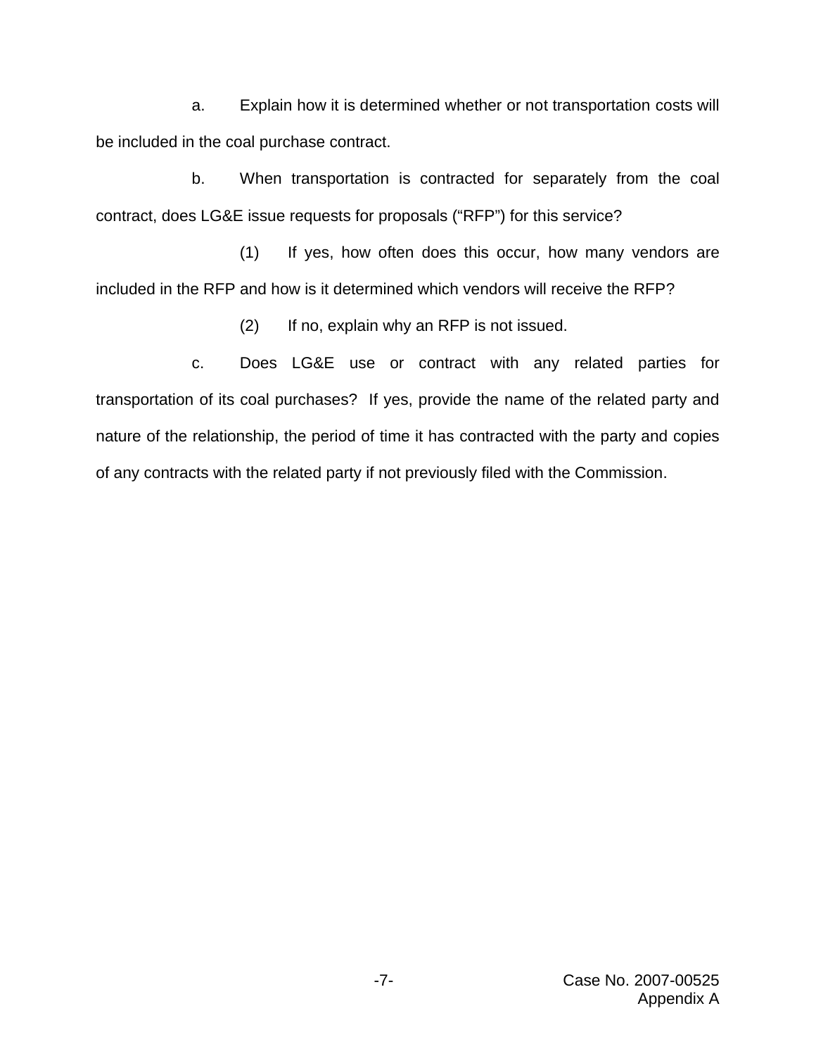a. Explain how it is determined whether or not transportation costs will be included in the coal purchase contract.

b. When transportation is contracted for separately from the coal contract, does LG&E issue requests for proposals ("RFP") for this service?

(1) If yes, how often does this occur, how many vendors are included in the RFP and how is it determined which vendors will receive the RFP?

(2) If no, explain why an RFP is not issued.

c. Does LG&E use or contract with any related parties for transportation of its coal purchases? If yes, provide the name of the related party and nature of the relationship, the period of time it has contracted with the party and copies of any contracts with the related party if not previously filed with the Commission.